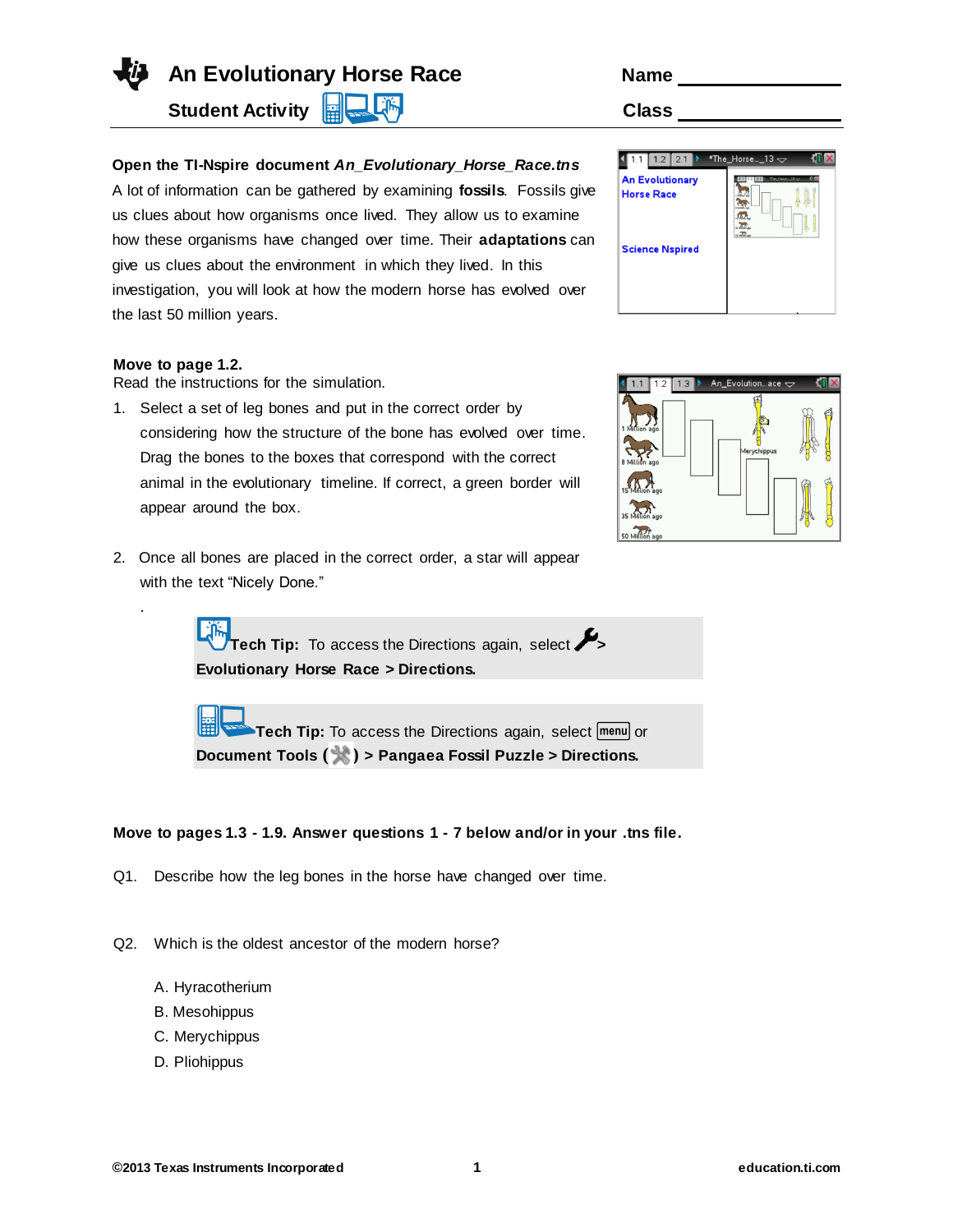# An Evolutionary Horse Race

**Student Activity**

Name ______________

Class ______________

**Open the TI-Nspire document *An_Evolutionary_Horse_Race.tns***

A lot of information can be gathered by examining **fossils**. Fossils give us clues about how organisms once lived. They allow us to examine how these organisms have changed over time. Their **adaptations** can give us clues about the environment in which they lived. In this investigation, you will look at how the modern horse has evolved over the last 50 million years.

**Move to page 1.2.**

Read the instructions for the simulation.

1. Select a set of leg bones and put in the correct order by considering how the structure of the bone has evolved over time. Drag the bones to the boxes that correspond with the correct animal in the evolutionary timeline. If correct, a green border will appear around the box.

2. Once all bones are placed in the correct order, a star will appear with the text "Nicely Done."

**Tech Tip:** To access the Directions again, select > **Evolutionary Horse Race > Directions.**

**Tech Tip:** To access the Directions again, select menu or **Document Tools ( ) > Pangaea Fossil Puzzle > Directions.**

**Move to pages 1.3 - 1.9. Answer questions 1 - 7 below and/or in your .tns file.**

Q1. Describe how the leg bones in the horse have changed over time.

Q2. Which is the oldest ancestor of the modern horse?

A. Hyracotherium
B. Mesohippus
C. Merychippus
D. Pliohippus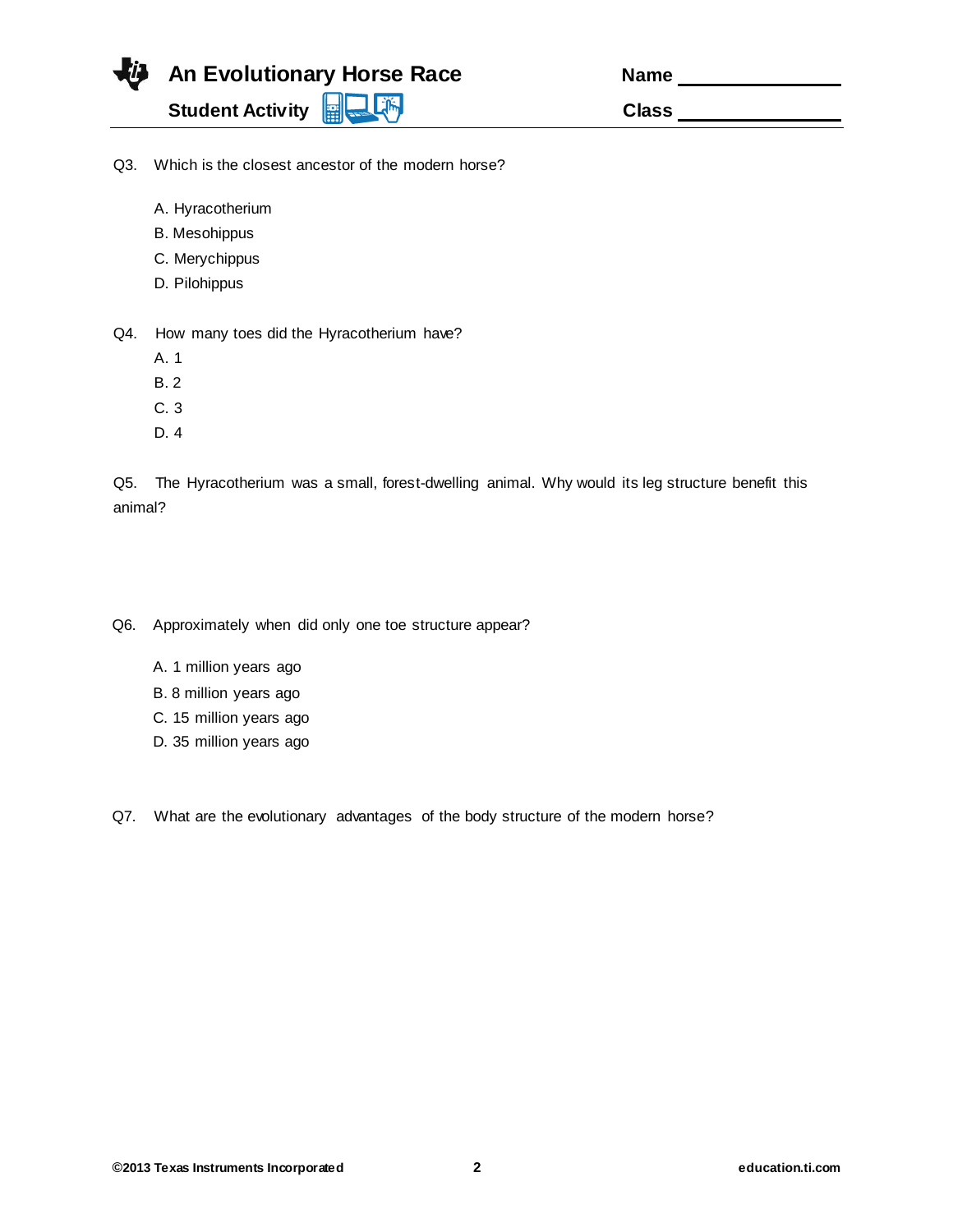Q3. Which is the closest ancestor of the modern horse?

A. Hyracotherium
B. Mesohippus
C. Merychippus
D. Pilohippus

Q4. How many toes did the Hyracotherium have?

A. 1
B. 2
C. 3
D. 4

Q5. The Hyracotherium was a small, forest-dwelling animal. Why would its leg structure benefit this animal?

Q6. Approximately when did only one toe structure appear?

A. 1 million years ago
B. 8 million years ago
C. 15 million years ago
D. 35 million years ago

Q7. What are the evolutionary advantages of the body structure of the modern horse?